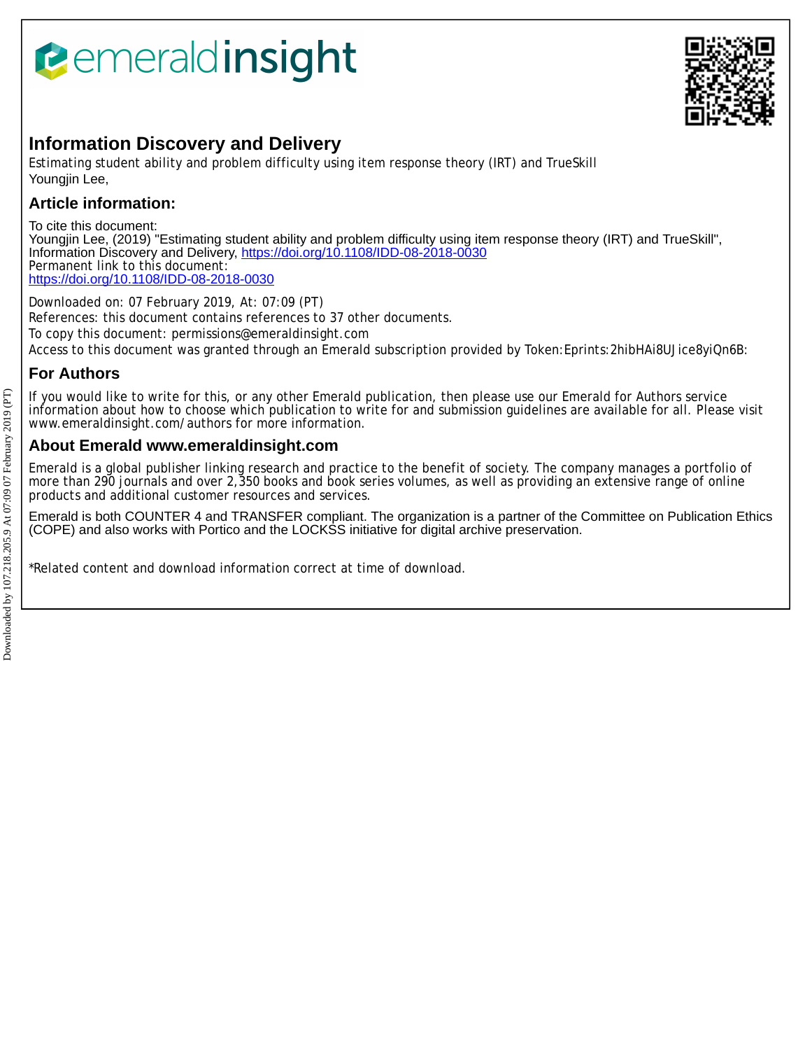emeraldinsight

# Information Discovery and Delivery

Estimating student ability and problem difficulty using item response theory (IRT) and TrueSkill

Youngjin Lee,

## Article information:

To cite this document:
Youngjin Lee, (2019) "Estimating student ability and problem difficulty using item response theory (IRT) and TrueSkill", Information Discovery and Delivery, https://doi.org/10.1108/IDD-08-2018-0030
Permanent link to this document:
https://doi.org/10.1108/IDD-08-2018-0030

Downloaded on: 07 February 2019, At: 07:09 (PT)
References: this document contains references to 37 other documents.
To copy this document: permissions@emeraldinsight.com
Access to this document was granted through an Emerald subscription provided by Token:Eprints:2hibHAi8UJice8yiQn6B:

## For Authors

If you would like to write for this, or any other Emerald publication, then please use our Emerald for Authors service information about how to choose which publication to write for and submission guidelines are available for all. Please visit www.emeraldinsight.com/authors for more information.

## About Emerald www.emeraldinsight.com

Emerald is a global publisher linking research and practice to the benefit of society. The company manages a portfolio of more than 290 journals and over 2,350 books and book series volumes, as well as providing an extensive range of online products and additional customer resources and services.

Emerald is both COUNTER 4 and TRANSFER compliant. The organization is a partner of the Committee on Publication Ethics (COPE) and also works with Portico and the LOCKSS initiative for digital archive preservation.

*Related content and download information correct at time of download.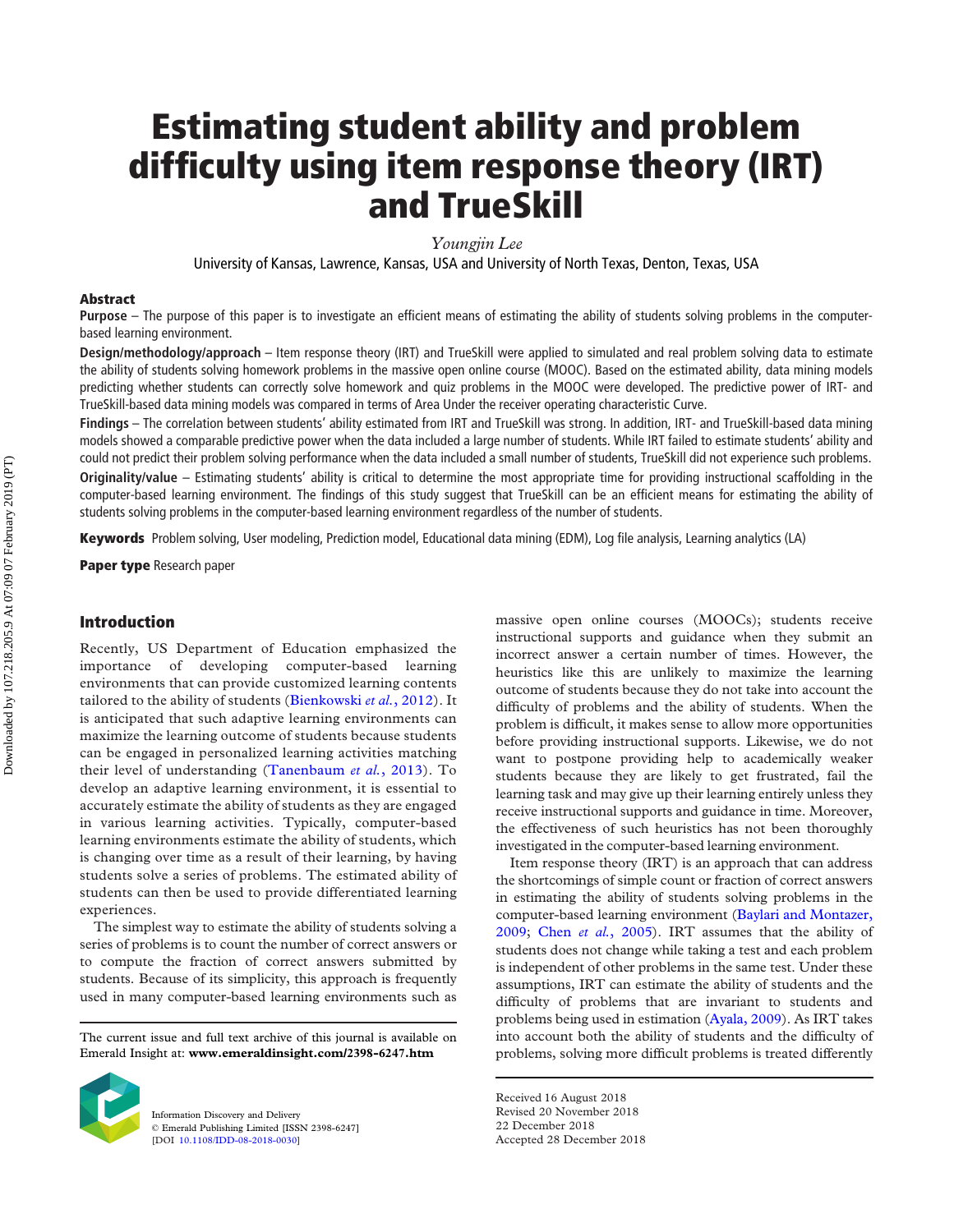# Estimating student ability and problem difficulty using item response theory (IRT) and TrueSkill

*Youngjin Lee*

University of Kansas, Lawrence, Kansas, USA and University of North Texas, Denton, Texas, USA

## Abstract

**Purpose** – The purpose of this paper is to investigate an efficient means of estimating the ability of students solving problems in the computer-based learning environment.

**Design/methodology/approach** – Item response theory (IRT) and TrueSkill were applied to simulated and real problem solving data to estimate the ability of students solving homework problems in the massive open online course (MOOC). Based on the estimated ability, data mining models predicting whether students can correctly solve homework and quiz problems in the MOOC were developed. The predictive power of IRT- and TrueSkill-based data mining models was compared in terms of Area Under the receiver operating characteristic Curve.

**Findings** – The correlation between students' ability estimated from IRT and TrueSkill was strong. In addition, IRT- and TrueSkill-based data mining models showed a comparable predictive power when the data included a large number of students. While IRT failed to estimate students' ability and could not predict their problem solving performance when the data included a small number of students, TrueSkill did not experience such problems.

**Originality/value** – Estimating students' ability is critical to determine the most appropriate time for providing instructional scaffolding in the computer-based learning environment. The findings of this study suggest that TrueSkill can be an efficient means for estimating the ability of students solving problems in the computer-based learning environment regardless of the number of students.

**Keywords** Problem solving, User modeling, Prediction model, Educational data mining (EDM), Log file analysis, Learning analytics (LA)

**Paper type** Research paper

## Introduction

Recently, US Department of Education emphasized the importance of developing computer-based learning environments that can provide customized learning contents tailored to the ability of students (Bienkowski *et al.*, 2012). It is anticipated that such adaptive learning environments can maximize the learning outcome of students because students can be engaged in personalized learning activities matching their level of understanding (Tanenbaum *et al.*, 2013). To develop an adaptive learning environment, it is essential to accurately estimate the ability of students as they are engaged in various learning activities. Typically, computer-based learning environments estimate the ability of students, which is changing over time as a result of their learning, by having students solve a series of problems. The estimated ability of students can then be used to provide differentiated learning experiences.

The simplest way to estimate the ability of students solving a series of problems is to count the number of correct answers or to compute the fraction of correct answers submitted by students. Because of its simplicity, this approach is frequently used in many computer-based learning environments such as massive open online courses (MOOCs); students receive instructional supports and guidance when they submit an incorrect answer a certain number of times. However, the heuristics like this are unlikely to maximize the learning outcome of students because they do not take into account the difficulty of problems and the ability of students. When the problem is difficult, it makes sense to allow more opportunities before providing instructional supports. Likewise, we do not want to postpone providing help to academically weaker students because they are likely to get frustrated, fail the learning task and may give up their learning entirely unless they receive instructional supports and guidance in time. Moreover, the effectiveness of such heuristics has not been thoroughly investigated in the computer-based learning environment.

Item response theory (IRT) is an approach that can address the shortcomings of simple count or fraction of correct answers in estimating the ability of students solving problems in the computer-based learning environment (Baylari and Montazer, 2009; Chen *et al.*, 2005). IRT assumes that the ability of students does not change while taking a test and each problem is independent of other problems in the same test. Under these assumptions, IRT can estimate the ability of students and the difficulty of problems that are invariant to students and problems being used in estimation (Ayala, 2009). As IRT takes into account both the ability of students and the difficulty of problems, solving more difficult problems is treated differently

The current issue and full text archive of this journal is available on Emerald Insight at: **www.emeraldinsight.com/2398-6247.htm**

Information Discovery and Delivery
© Emerald Publishing Limited [ISSN 2398-6247]
[DOI 10.1108/IDD-08-2018-0030]

Received 16 August 2018
Revised 20 November 2018
22 December 2018
Accepted 28 December 2018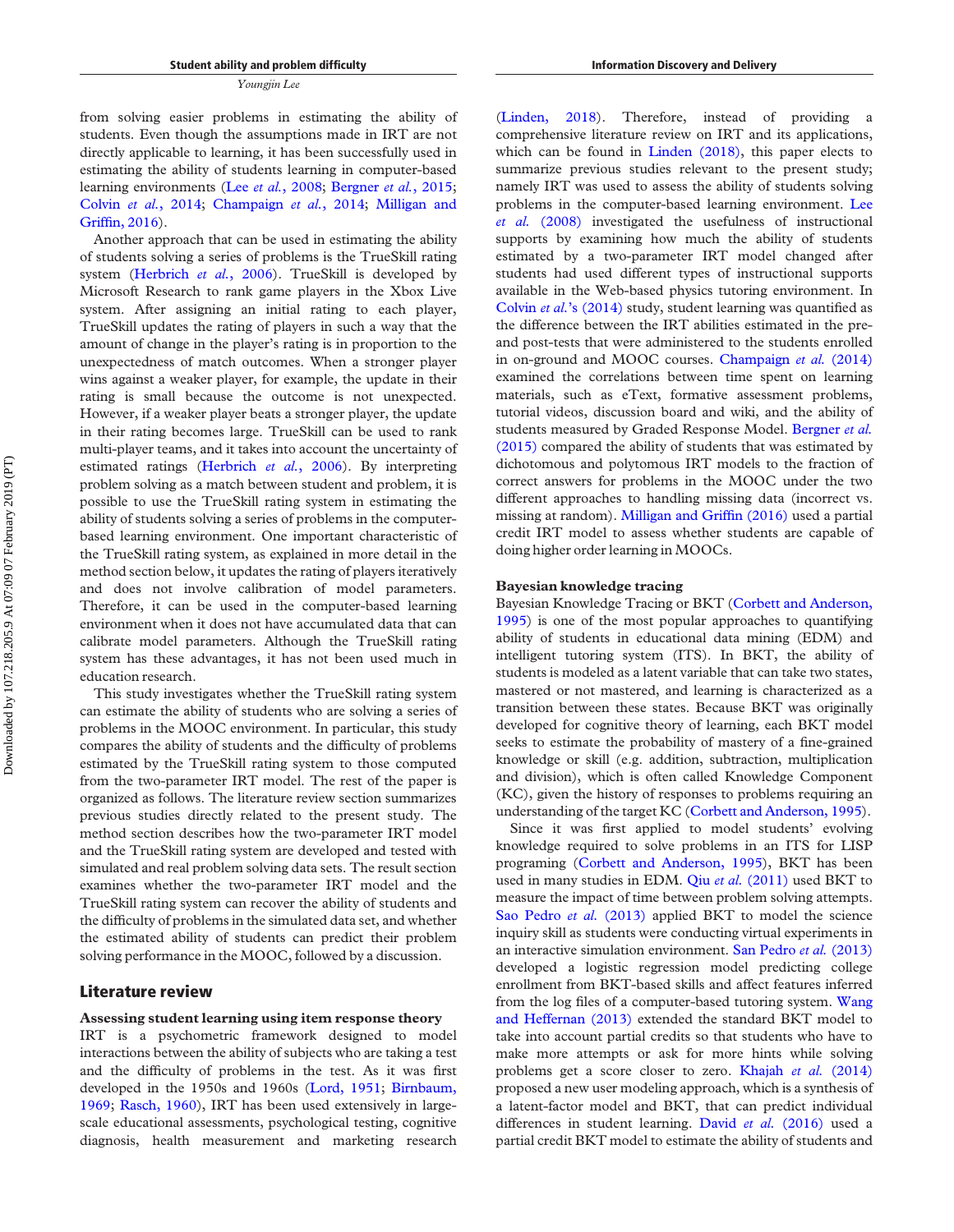from solving easier problems in estimating the ability of students. Even though the assumptions made in IRT are not directly applicable to learning, it has been successfully used in estimating the ability of students learning in computer-based learning environments (Lee *et al.*, 2008; Bergner *et al.*, 2015; Colvin *et al.*, 2014; Champaign *et al.*, 2014; Milligan and Griffin, 2016).

Another approach that can be used in estimating the ability of students solving a series of problems is the TrueSkill rating system (Herbrich *et al.*, 2006). TrueSkill is developed by Microsoft Research to rank game players in the Xbox Live system. After assigning an initial rating to each player, TrueSkill updates the rating of players in such a way that the amount of change in the player's rating is in proportion to the unexpectedness of match outcomes. When a stronger player wins against a weaker player, for example, the update in their rating is small because the outcome is not unexpected. However, if a weaker player beats a stronger player, the update in their rating becomes large. TrueSkill can be used to rank multi-player teams, and it takes into account the uncertainty of estimated ratings (Herbrich *et al.*, 2006). By interpreting problem solving as a match between student and problem, it is possible to use the TrueSkill rating system in estimating the ability of students solving a series of problems in the computer-based learning environment. One important characteristic of the TrueSkill rating system, as explained in more detail in the method section below, it updates the rating of players iteratively and does not involve calibration of model parameters. Therefore, it can be used in the computer-based learning environment when it does not have accumulated data that can calibrate model parameters. Although the TrueSkill rating system has these advantages, it has not been used much in education research.

This study investigates whether the TrueSkill rating system can estimate the ability of students who are solving a series of problems in the MOOC environment. In particular, this study compares the ability of students and the difficulty of problems estimated by the TrueSkill rating system to those computed from the two-parameter IRT model. The rest of the paper is organized as follows. The literature review section summarizes previous studies directly related to the present study. The method section describes how the two-parameter IRT model and the TrueSkill rating system are developed and tested with simulated and real problem solving data sets. The result section examines whether the two-parameter IRT model and the TrueSkill rating system can recover the ability of students and the difficulty of problems in the simulated data set, and whether the estimated ability of students can predict their problem solving performance in the MOOC, followed by a discussion.

## Literature review

### Assessing student learning using item response theory

IRT is a psychometric framework designed to model interactions between the ability of subjects who are taking a test and the difficulty of problems in the test. As it was first developed in the 1950s and 1960s (Lord, 1951; Birnbaum, 1969; Rasch, 1960), IRT has been used extensively in large-scale educational assessments, psychological testing, cognitive diagnosis, health measurement and marketing research (Linden, 2018). Therefore, instead of providing a comprehensive literature review on IRT and its applications, which can be found in Linden (2018), this paper elects to summarize previous studies relevant to the present study; namely IRT was used to assess the ability of students solving problems in the computer-based learning environment. Lee *et al.* (2008) investigated the usefulness of instructional supports by examining how much the ability of students estimated by a two-parameter IRT model changed after students had used different types of instructional supports available in the Web-based physics tutoring environment. In Colvin *et al.*'s (2014) study, student learning was quantified as the difference between the IRT abilities estimated in the pre- and post-tests that were administered to the students enrolled in on-ground and MOOC courses. Champaign *et al.* (2014) examined the correlations between time spent on learning materials, such as eText, formative assessment problems, tutorial videos, discussion board and wiki, and the ability of students measured by Graded Response Model. Bergner *et al.* (2015) compared the ability of students that was estimated by dichotomous and polytomous IRT models to the fraction of correct answers for problems in the MOOC under the two different approaches to handling missing data (incorrect vs. missing at random). Milligan and Griffin (2016) used a partial credit IRT model to assess whether students are capable of doing higher order learning in MOOCs.

### Bayesian knowledge tracing

Bayesian Knowledge Tracing or BKT (Corbett and Anderson, 1995) is one of the most popular approaches to quantifying ability of students in educational data mining (EDM) and intelligent tutoring system (ITS). In BKT, the ability of students is modeled as a latent variable that can take two states, mastered or not mastered, and learning is characterized as a transition between these states. Because BKT was originally developed for cognitive theory of learning, each BKT model seeks to estimate the probability of mastery of a fine-grained knowledge or skill (e.g. addition, subtraction, multiplication and division), which is often called Knowledge Component (KC), given the history of responses to problems requiring an understanding of the target KC (Corbett and Anderson, 1995).

Since it was first applied to model students' evolving knowledge required to solve problems in an ITS for LISP programing (Corbett and Anderson, 1995), BKT has been used in many studies in EDM. Qiu *et al.* (2011) used BKT to measure the impact of time between problem solving attempts. Sao Pedro *et al.* (2013) applied BKT to model the science inquiry skill as students were conducting virtual experiments in an interactive simulation environment. San Pedro *et al.* (2013) developed a logistic regression model predicting college enrollment from BKT-based skills and affect features inferred from the log files of a computer-based tutoring system. Wang and Heffernan (2013) extended the standard BKT model to take into account partial credits so that students who have to make more attempts or ask for more hints while solving problems get a score closer to zero. Khajah *et al.* (2014) proposed a new user modeling approach, which is a synthesis of a latent-factor model and BKT, that can predict individual differences in student learning. David *et al.* (2016) used a partial credit BKT model to estimate the ability of students and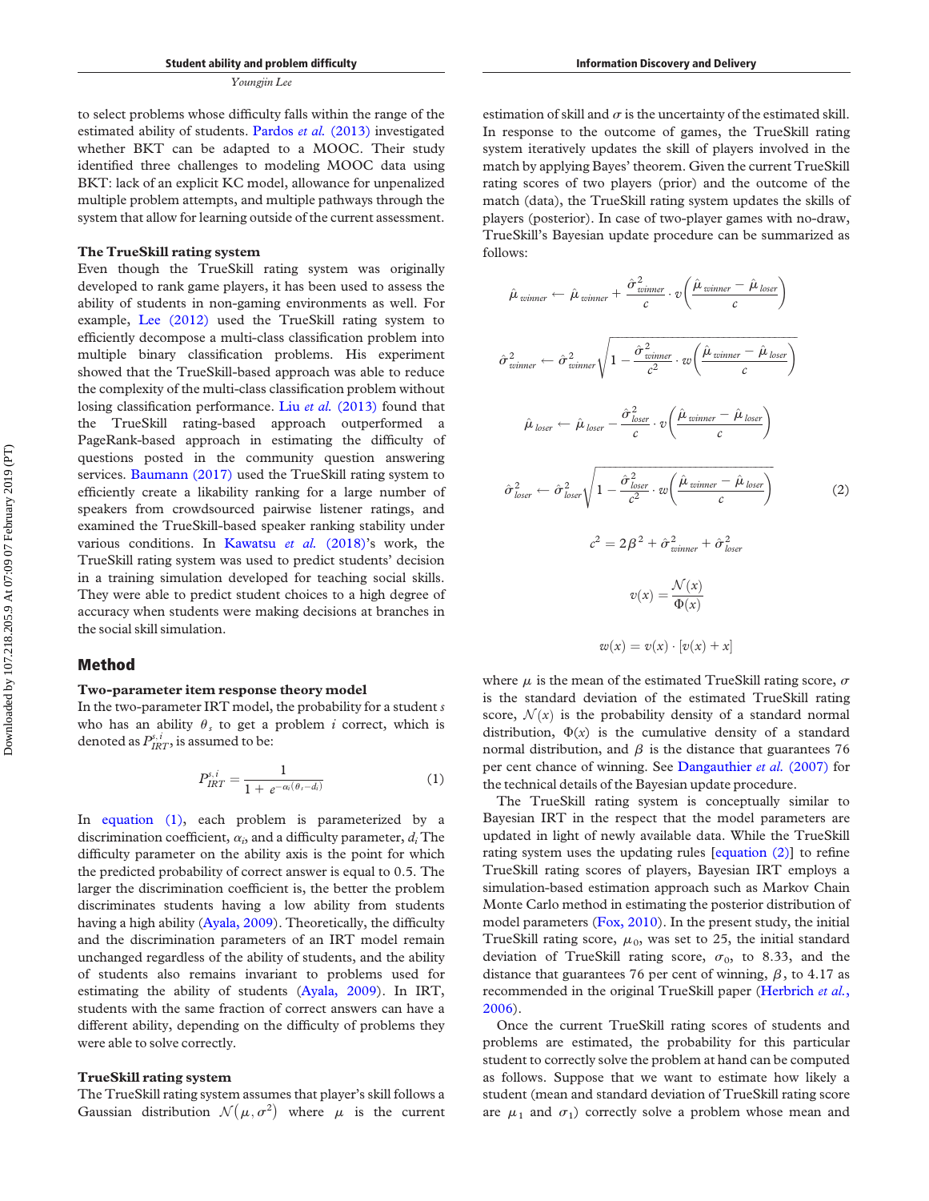to select problems whose difficulty falls within the range of the estimated ability of students. Pardos *et al.* (2013) investigated whether BKT can be adapted to a MOOC. Their study identified three challenges to modeling MOOC data using BKT: lack of an explicit KC model, allowance for unpenalized multiple problem attempts, and multiple pathways through the system that allow for learning outside of the current assessment.

### The TrueSkill rating system

Even though the TrueSkill rating system was originally developed to rank game players, it has been used to assess the ability of students in non-gaming environments as well. For example, Lee (2012) used the TrueSkill rating system to efficiently decompose a multi-class classification problem into multiple binary classification problems. His experiment showed that the TrueSkill-based approach was able to reduce the complexity of the multi-class classification problem without losing classification performance. Liu *et al.* (2013) found that the TrueSkill rating-based approach outperformed a PageRank-based approach in estimating the difficulty of questions posted in the community question answering services. Baumann (2017) used the TrueSkill rating system to efficiently create a likability ranking for a large number of speakers from crowdsourced pairwise listener ratings, and examined the TrueSkill-based speaker ranking stability under various conditions. In Kawatsu *et al.* (2018)'s work, the TrueSkill rating system was used to predict students' decision in a training simulation developed for teaching social skills. They were able to predict student choices to a high degree of accuracy when students were making decisions at branches in the social skill simulation.

## Method

### Two-parameter item response theory model

In the two-parameter IRT model, the probability for a student $s$ who has an ability $\theta_s$ to get a problem $i$ correct, which is denoted as $P_{IRT}^{s,i}$, is assumed to be:

$$P_{IRT}^{s,i} = \frac{1}{1 + e^{-\alpha_i(\theta_s - d_i)}} \tag{1}$$

In equation (1), each problem is parameterized by a discrimination coefficient, $\alpha_i$, and a difficulty parameter, $d_i$ The difficulty parameter on the ability axis is the point for which the predicted probability of correct answer is equal to 0.5. The larger the discrimination coefficient is, the better the problem discriminates students having a low ability from students having a high ability (Ayala, 2009). Theoretically, the difficulty and the discrimination parameters of an IRT model remain unchanged regardless of the ability of students, and the ability of students also remains invariant to problems used for estimating the ability of students (Ayala, 2009). In IRT, students with the same fraction of correct answers can have a different ability, depending on the difficulty of problems they were able to solve correctly.

### TrueSkill rating system

The TrueSkill rating system assumes that player's skill follows a Gaussian distribution $\mathcal{N}(\mu, \sigma^2)$ where $\mu$ is the current estimation of skill and $\sigma$ is the uncertainty of the estimated skill. In response to the outcome of games, the TrueSkill rating system iteratively updates the skill of players involved in the match by applying Bayes' theorem. Given the current TrueSkill rating scores of two players (prior) and the outcome of the match (data), the TrueSkill rating system updates the skills of players (posterior). In case of two-player games with no-draw, TrueSkill's Bayesian update procedure can be summarized as follows:

$$\hat{\mu}_{winner} \leftarrow \hat{\mu}_{winner} + \frac{\hat{\sigma}_{winner}^2}{c} \cdot v\left(\frac{\hat{\mu}_{winner} - \hat{\mu}_{loser}}{c}\right)$$

$$\hat{\sigma}_{winner}^2 \leftarrow \hat{\sigma}_{winner}^2 \sqrt{1 - \frac{\hat{\sigma}_{winner}^2}{c^2} \cdot w\left(\frac{\hat{\mu}_{winner} - \hat{\mu}_{loser}}{c}\right)}$$

$$\hat{\mu}_{loser} \leftarrow \hat{\mu}_{loser} - \frac{\hat{\sigma}_{loser}^2}{c} \cdot v\left(\frac{\hat{\mu}_{winner} - \hat{\mu}_{loser}}{c}\right)$$

$$\hat{\sigma}_{loser}^2 \leftarrow \hat{\sigma}_{loser}^2 \sqrt{1 - \frac{\hat{\sigma}_{loser}^2}{c^2} \cdot w\left(\frac{\hat{\mu}_{winner} - \hat{\mu}_{loser}}{c}\right)} \tag{2}$$

$$c^2 = 2\beta^2 + \hat{\sigma}_{winner}^2 + \hat{\sigma}_{loser}^2$$

$$v(x) = \frac{\mathcal{N}(x)}{\Phi(x)}$$

$$w(x) = v(x) \cdot [v(x) + x]$$

where $\mu$ is the mean of the estimated TrueSkill rating score, $\sigma$ is the standard deviation of the estimated TrueSkill rating score, $\mathcal{N}(x)$ is the probability density of a standard normal distribution, $\Phi(x)$ is the cumulative density of a standard normal distribution, and $\beta$ is the distance that guarantees 76 per cent chance of winning. See Dangauthier *et al.* (2007) for the technical details of the Bayesian update procedure.

The TrueSkill rating system is conceptually similar to Bayesian IRT in the respect that the model parameters are updated in light of newly available data. While the TrueSkill rating system uses the updating rules [equation (2)] to refine TrueSkill rating scores of players, Bayesian IRT employs a simulation-based estimation approach such as Markov Chain Monte Carlo method in estimating the posterior distribution of model parameters (Fox, 2010). In the present study, the initial TrueSkill rating score, $\mu_0$, was set to 25, the initial standard deviation of TrueSkill rating score, $\sigma_0$, to 8.33, and the distance that guarantees 76 per cent of winning, $\beta$, to 4.17 as recommended in the original TrueSkill paper (Herbrich *et al.*, 2006).

Once the current TrueSkill rating scores of students and problems are estimated, the probability for this particular student to correctly solve the problem at hand can be computed as follows. Suppose that we want to estimate how likely a student (mean and standard deviation of TrueSkill rating score are $\mu_1$ and $\sigma_1$) correctly solve a problem whose mean and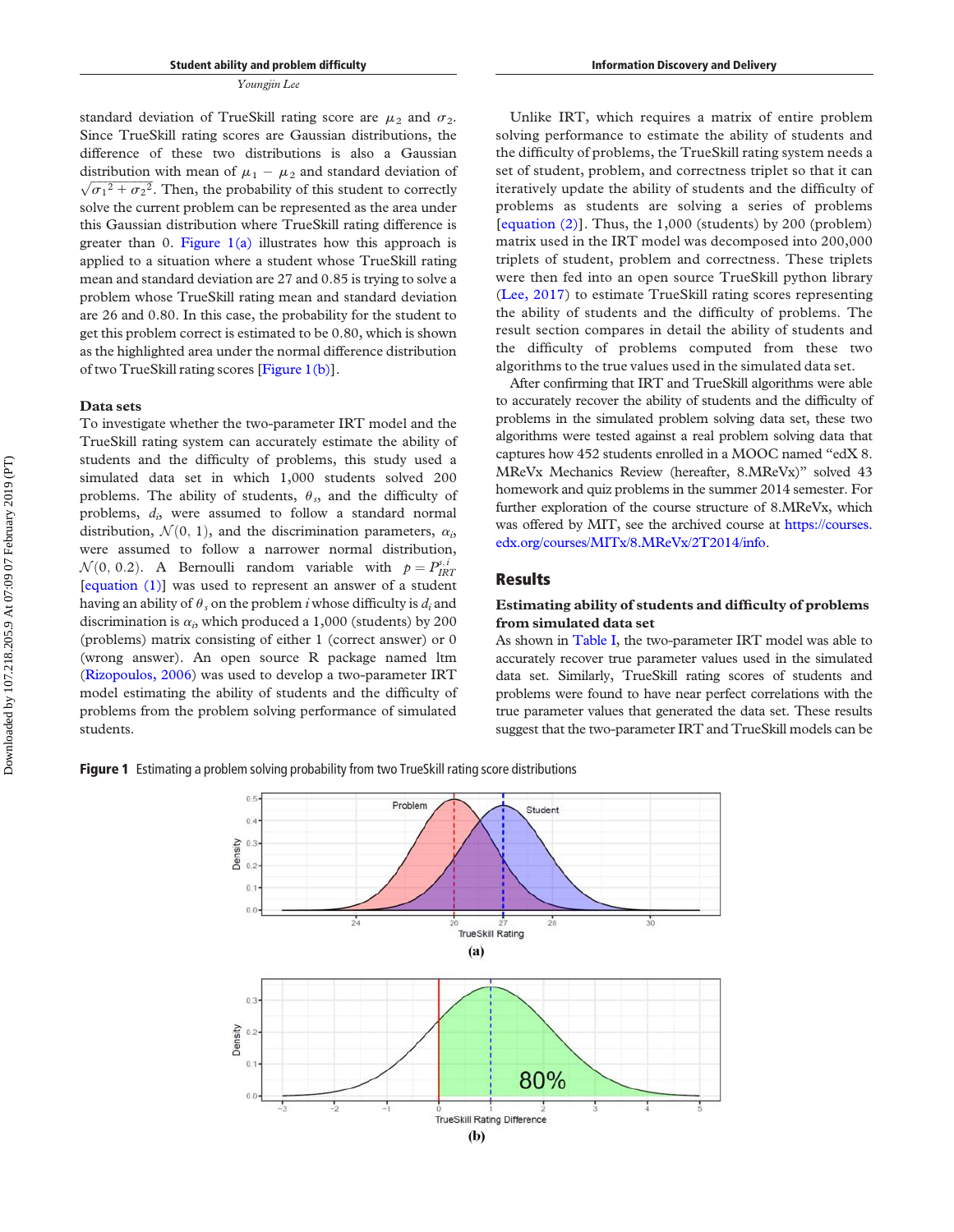standard deviation of TrueSkill rating score are $\mu_2$ and $\sigma_2$. Since TrueSkill rating scores are Gaussian distributions, the difference of these two distributions is also a Gaussian distribution with mean of $\mu_1 - \mu_2$ and standard deviation of $\sqrt{\sigma_1{}^2 + \sigma_2{}^2}$. Then, the probability of this student to correctly solve the current problem can be represented as the area under this Gaussian distribution where TrueSkill rating difference is greater than 0. Figure 1(a) illustrates how this approach is applied to a situation where a student whose TrueSkill rating mean and standard deviation are 27 and 0.85 is trying to solve a problem whose TrueSkill rating mean and standard deviation are 26 and 0.80. In this case, the probability for the student to get this problem correct is estimated to be 0.80, which is shown as the highlighted area under the normal difference distribution of two TrueSkill rating scores [Figure 1(b)].

### Data sets

To investigate whether the two-parameter IRT model and the TrueSkill rating system can accurately estimate the ability of students and the difficulty of problems, this study used a simulated data set in which 1,000 students solved 200 problems. The ability of students, $\theta_s$, and the difficulty of problems, $d_i$, were assumed to follow a standard normal distribution, $\mathcal{N}(0, 1)$, and the discrimination parameters, $\alpha_i$, were assumed to follow a narrower normal distribution, $\mathcal{N}(0, 0.2)$. A Bernoulli random variable with $p = P_{IRT}^{s,i}$ [equation (1)] was used to represent an answer of a student having an ability of $\theta_s$ on the problem $i$ whose difficulty is $d_i$ and discrimination is $\alpha_i$, which produced a 1,000 (students) by 200 (problems) matrix consisting of either 1 (correct answer) or 0 (wrong answer). An open source R package named ltm (Rizopoulos, 2006) was used to develop a two-parameter IRT model estimating the ability of students and the difficulty of problems from the problem solving performance of simulated students.

Unlike IRT, which requires a matrix of entire problem solving performance to estimate the ability of students and the difficulty of problems, the TrueSkill rating system needs a set of student, problem, and correctness triplet so that it can iteratively update the ability of students and the difficulty of problems as students are solving a series of problems [equation (2)]. Thus, the 1,000 (students) by 200 (problem) matrix used in the IRT model was decomposed into 200,000 triplets of student, problem and correctness. These triplets were then fed into an open source TrueSkill python library (Lee, 2017) to estimate TrueSkill rating scores representing the ability of students and the difficulty of problems. The result section compares in detail the ability of students and the difficulty of problems computed from these two algorithms to the true values used in the simulated data set.

After confirming that IRT and TrueSkill algorithms were able to accurately recover the ability of students and the difficulty of problems in the simulated problem solving data set, these two algorithms were tested against a real problem solving data that captures how 452 students enrolled in a MOOC named "edX 8. MReVx Mechanics Review (hereafter, 8.MReVx)" solved 43 homework and quiz problems in the summer 2014 semester. For further exploration of the course structure of 8.MReVx, which was offered by MIT, see the archived course at https://courses.edx.org/courses/MITx/8.MReVx/2T2014/info.

## Results

### Estimating ability of students and difficulty of problems from simulated data set

As shown in Table I, the two-parameter IRT model was able to accurately recover true parameter values used in the simulated data set. Similarly, TrueSkill rating scores of students and problems were found to have near perfect correlations with the true parameter values that generated the data set. These results suggest that the two-parameter IRT and TrueSkill models can be

**Figure 1** Estimating a problem solving probability from two TrueSkill rating score distributions

Problem
Student
Density
TrueSkill Rating
(a)

80%
Density
TrueSkill Rating Difference
(b)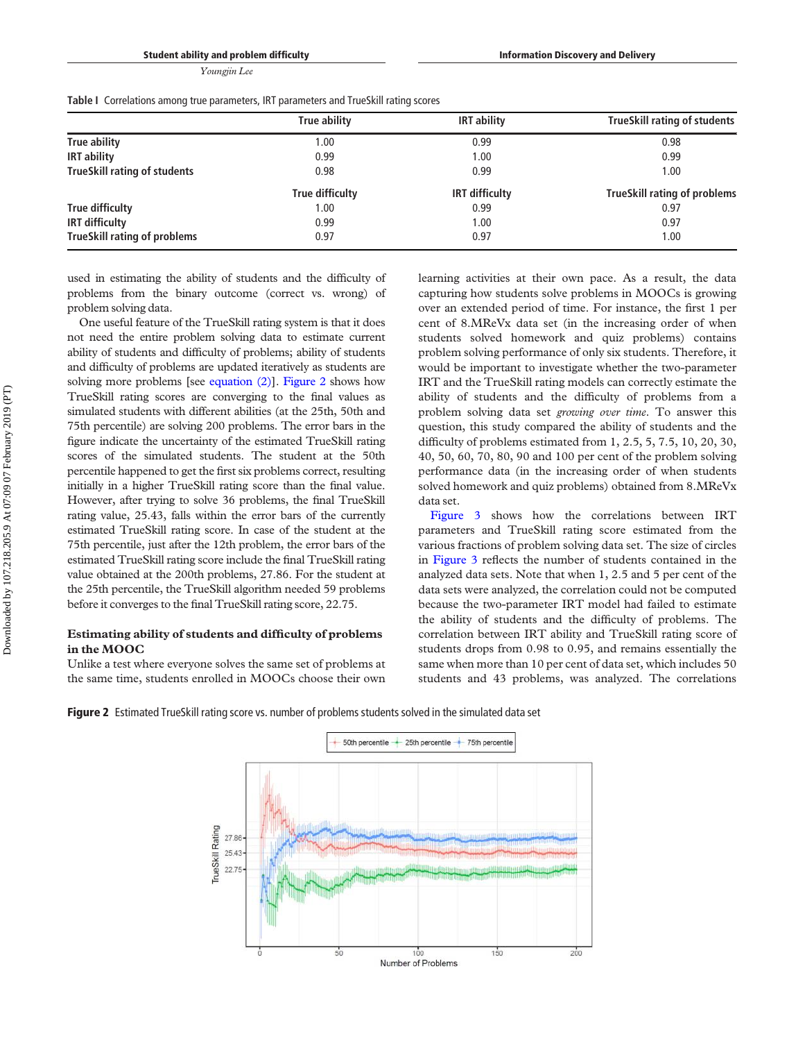**Table I** Correlations among true parameters, IRT parameters and TrueSkill rating scores

| | True ability | IRT ability | TrueSkill rating of students |
|---|---|---|---|
| **True ability** | 1.00 | 0.99 | 0.98 |
| **IRT ability** | 0.99 | 1.00 | 0.99 |
| **TrueSkill rating of students** | 0.98 | 0.99 | 1.00 |
| | **True difficulty** | **IRT difficulty** | **TrueSkill rating of problems** |
| **True difficulty** | 1.00 | 0.99 | 0.97 |
| **IRT difficulty** | 0.99 | 1.00 | 0.97 |
| **TrueSkill rating of problems** | 0.97 | 0.97 | 1.00 |

used in estimating the ability of students and the difficulty of problems from the binary outcome (correct vs. wrong) of problem solving data.

One useful feature of the TrueSkill rating system is that it does not need the entire problem solving data to estimate current ability of students and difficulty of problems; ability of students and difficulty of problems are updated iteratively as students are solving more problems [see equation (2)]. Figure 2 shows how TrueSkill rating scores are converging to the final values as simulated students with different abilities (at the 25th, 50th and 75th percentile) are solving 200 problems. The error bars in the figure indicate the uncertainty of the estimated TrueSkill rating scores of the simulated students. The student at the 50th percentile happened to get the first six problems correct, resulting initially in a higher TrueSkill rating score than the final value. However, after trying to solve 36 problems, the final TrueSkill rating value, 25.43, falls within the error bars of the currently estimated TrueSkill rating score. In case of the student at the 75th percentile, just after the 12th problem, the error bars of the estimated TrueSkill rating score include the final TrueSkill rating value obtained at the 200th problems, 27.86. For the student at the 25th percentile, the TrueSkill algorithm needed 59 problems before it converges to the final TrueSkill rating score, 22.75.

### Estimating ability of students and difficulty of problems in the MOOC

Unlike a test where everyone solves the same set of problems at the same time, students enrolled in MOOCs choose their own learning activities at their own pace. As a result, the data capturing how students solve problems in MOOCs is growing over an extended period of time. For instance, the first 1 per cent of 8.MReVx data set (in the increasing order of when students solved homework and quiz problems) contains problem solving performance of only six students. Therefore, it would be important to investigate whether the two-parameter IRT and the TrueSkill rating models can correctly estimate the ability of students and the difficulty of problems from a problem solving data set *growing over time*. To answer this question, this study compared the ability of students and the difficulty of problems estimated from 1, 2.5, 5, 7.5, 10, 20, 30, 40, 50, 60, 70, 80, 90 and 100 per cent of the problem solving performance data (in the increasing order of when students solved homework and quiz problems) obtained from 8.MReVx data set.

Figure 3 shows how the correlations between IRT parameters and TrueSkill rating score estimated from the various fractions of problem solving data set. The size of circles in Figure 3 reflects the number of students contained in the analyzed data sets. Note that when 1, 2.5 and 5 per cent of the data sets were analyzed, the correlation could not be computed because the two-parameter IRT model had failed to estimate the ability of students and the difficulty of problems. The correlation between IRT ability and TrueSkill rating score of students drops from 0.98 to 0.95, and remains essentially the same when more than 10 per cent of data set, which includes 50 students and 43 problems, was analyzed. The correlations

**Figure 2** Estimated TrueSkill rating score vs. number of problems students solved in the simulated data set

50th percentile
25th percentile
75th percentile
TrueSkill Rating
27.86
25.43
22.75
0
50
100
150
200
Number of Problems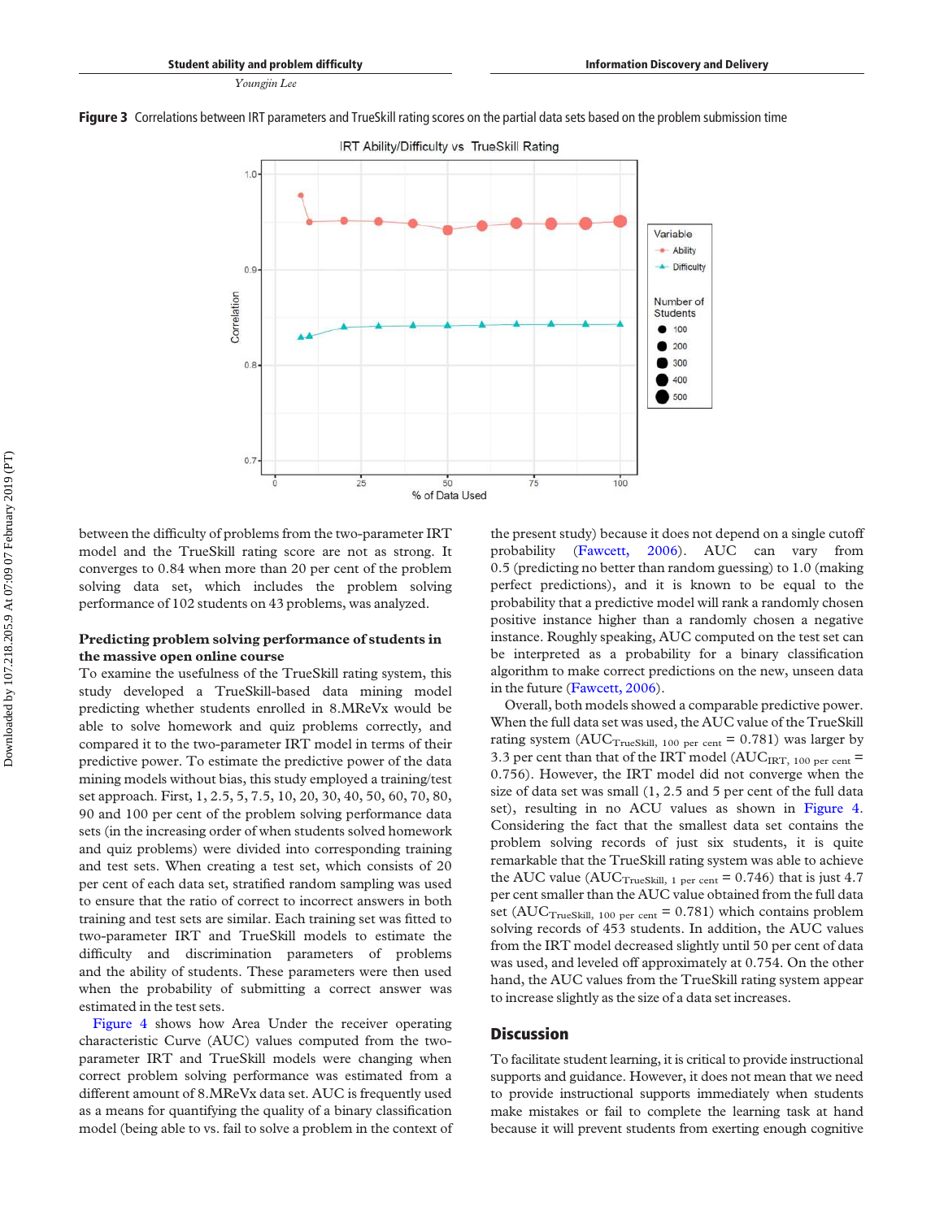**Figure 3** Correlations between IRT parameters and TrueSkill rating scores on the partial data sets based on the problem submission time

IRT Ability/Difficulty vs TrueSkill Rating

Correlation

1.0
0.9
0.8
0.7

0
25
50
75
100

% of Data Used

Variable
Ability
Difficulty

Number of Students
100
200
300
400
500

between the difficulty of problems from the two-parameter IRT model and the TrueSkill rating score are not as strong. It converges to 0.84 when more than 20 per cent of the problem solving data set, which includes the problem solving performance of 102 students on 43 problems, was analyzed.

### Predicting problem solving performance of students in the massive open online course

To examine the usefulness of the TrueSkill rating system, this study developed a TrueSkill-based data mining model predicting whether students enrolled in 8.MReVx would be able to solve homework and quiz problems correctly, and compared it to the two-parameter IRT model in terms of their predictive power. To estimate the predictive power of the data mining models without bias, this study employed a training/test set approach. First, 1, 2.5, 5, 7.5, 10, 20, 30, 40, 50, 60, 70, 80, 90 and 100 per cent of the problem solving performance data sets (in the increasing order of when students solved homework and quiz problems) were divided into corresponding training and test sets. When creating a test set, which consists of 20 per cent of each data set, stratified random sampling was used to ensure that the ratio of correct to incorrect answers in both training and test sets are similar. Each training set was fitted to two-parameter IRT and TrueSkill models to estimate the difficulty and discrimination parameters of problems and the ability of students. These parameters were then used when the probability of submitting a correct answer was estimated in the test sets.

Figure 4 shows how Area Under the receiver operating characteristic Curve (AUC) values computed from the two-parameter IRT and TrueSkill models were changing when correct problem solving performance was estimated from a different amount of 8.MReVx data set. AUC is frequently used as a means for quantifying the quality of a binary classification model (being able to vs. fail to solve a problem in the context of the present study) because it does not depend on a single cutoff probability (Fawcett, 2006). AUC can vary from 0.5 (predicting no better than random guessing) to 1.0 (making perfect predictions), and it is known to be equal to the probability that a predictive model will rank a randomly chosen positive instance higher than a randomly chosen a negative instance. Roughly speaking, AUC computed on the test set can be interpreted as a probability for a binary classification algorithm to make correct predictions on the new, unseen data in the future (Fawcett, 2006).

Overall, both models showed a comparable predictive power. When the full data set was used, the AUC value of the TrueSkill rating system ($AUC_{TrueSkill,\ 100\ per\ cent}$ = 0.781) was larger by 3.3 per cent than that of the IRT model ($AUC_{IRT,\ 100\ per\ cent}$ = 0.756). However, the IRT model did not converge when the size of data set was small (1, 2.5 and 5 per cent of the full data set), resulting in no ACU values as shown in Figure 4. Considering the fact that the smallest data set contains the problem solving records of just six students, it is quite remarkable that the TrueSkill rating system was able to achieve the AUC value ($AUC_{TrueSkill,\ 1\ per\ cent}$ = 0.746) that is just 4.7 per cent smaller than the AUC value obtained from the full data set ($AUC_{TrueSkill,\ 100\ per\ cent}$ = 0.781) which contains problem solving records of 453 students. In addition, the AUC values from the IRT model decreased slightly until 50 per cent of data was used, and leveled off approximately at 0.754. On the other hand, the AUC values from the TrueSkill rating system appear to increase slightly as the size of a data set increases.

## Discussion

To facilitate student learning, it is critical to provide instructional supports and guidance. However, it does not mean that we need to provide instructional supports immediately when students make mistakes or fail to complete the learning task at hand because it will prevent students from exerting enough cognitive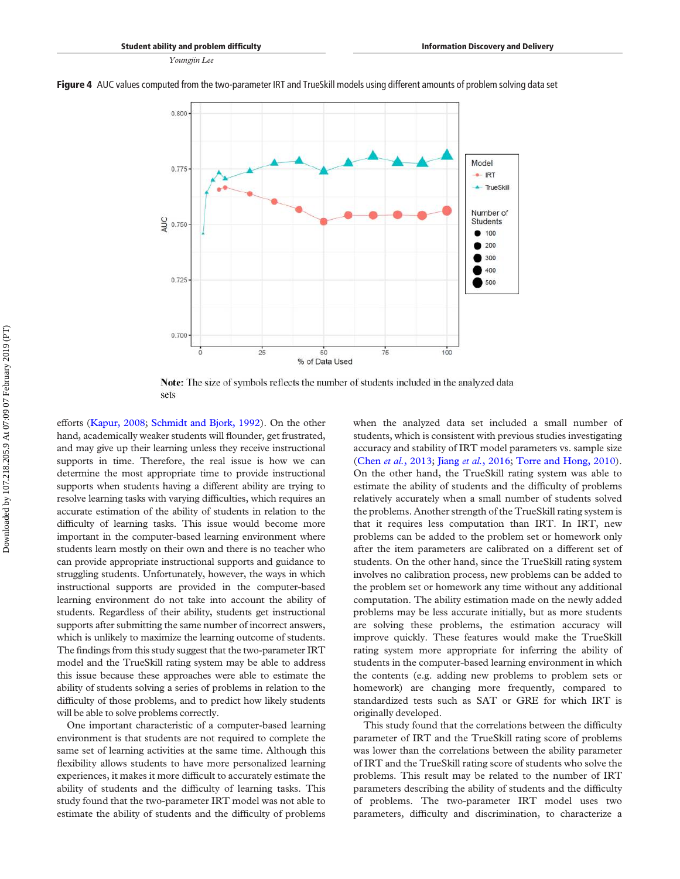**Figure 4** AUC values computed from the two-parameter IRT and TrueSkill models using different amounts of problem solving data set

0.800
0.775
0.750
0.725
0.700
AUC
0
25
50
75
100
% of Data Used
Model
IRT
TrueSkill
Number of Students
100
200
300
400
500

**Note:** The size of symbols reflects the number of students included in the analyzed data sets

efforts (Kapur, 2008; Schmidt and Bjork, 1992). On the other hand, academically weaker students will flounder, get frustrated, and may give up their learning unless they receive instructional supports in time. Therefore, the real issue is how we can determine the most appropriate time to provide instructional supports when students having a different ability are trying to resolve learning tasks with varying difficulties, which requires an accurate estimation of the ability of students in relation to the difficulty of learning tasks. This issue would become more important in the computer-based learning environment where students learn mostly on their own and there is no teacher who can provide appropriate instructional supports and guidance to struggling students. Unfortunately, however, the ways in which instructional supports are provided in the computer-based learning environment do not take into account the ability of students. Regardless of their ability, students get instructional supports after submitting the same number of incorrect answers, which is unlikely to maximize the learning outcome of students. The findings from this study suggest that the two-parameter IRT model and the TrueSkill rating system may be able to address this issue because these approaches were able to estimate the ability of students solving a series of problems in relation to the difficulty of those problems, and to predict how likely students will be able to solve problems correctly.

One important characteristic of a computer-based learning environment is that students are not required to complete the same set of learning activities at the same time. Although this flexibility allows students to have more personalized learning experiences, it makes it more difficult to accurately estimate the ability of students and the difficulty of learning tasks. This study found that the two-parameter IRT model was not able to estimate the ability of students and the difficulty of problems when the analyzed data set included a small number of students, which is consistent with previous studies investigating accuracy and stability of IRT model parameters vs. sample size (Chen *et al.*, 2013; Jiang *et al.*, 2016; Torre and Hong, 2010). On the other hand, the TrueSkill rating system was able to estimate the ability of students and the difficulty of problems relatively accurately when a small number of students solved the problems. Another strength of the TrueSkill rating system is that it requires less computation than IRT. In IRT, new problems can be added to the problem set or homework only after the item parameters are calibrated on a different set of students. On the other hand, since the TrueSkill rating system involves no calibration process, new problems can be added to the problem set or homework any time without any additional computation. The ability estimation made on the newly added problems may be less accurate initially, but as more students are solving these problems, the estimation accuracy will improve quickly. These features would make the TrueSkill rating system more appropriate for inferring the ability of students in the computer-based learning environment in which the contents (e.g. adding new problems to problem sets or homework) are changing more frequently, compared to standardized tests such as SAT or GRE for which IRT is originally developed.

This study found that the correlations between the difficulty parameter of IRT and the TrueSkill rating score of problems was lower than the correlations between the ability parameter of IRT and the TrueSkill rating score of students who solve the problems. This result may be related to the number of IRT parameters describing the ability of students and the difficulty of problems. The two-parameter IRT model uses two parameters, difficulty and discrimination, to characterize a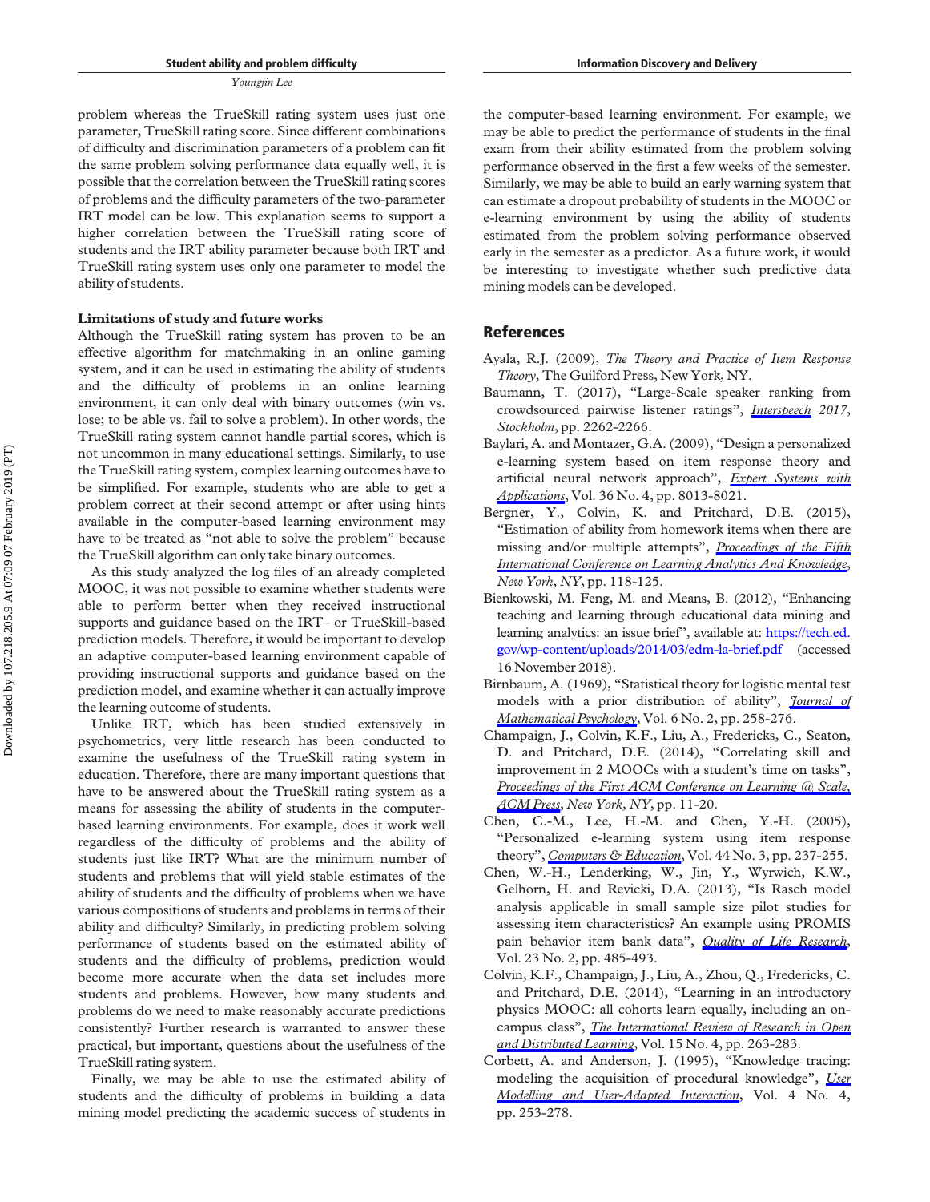problem whereas the TrueSkill rating system uses just one parameter, TrueSkill rating score. Since different combinations of difficulty and discrimination parameters of a problem can fit the same problem solving performance data equally well, it is possible that the correlation between the TrueSkill rating scores of problems and the difficulty parameters of the two-parameter IRT model can be low. This explanation seems to support a higher correlation between the TrueSkill rating score of students and the IRT ability parameter because both IRT and TrueSkill rating system uses only one parameter to model the ability of students.

### Limitations of study and future works

Although the TrueSkill rating system has proven to be an effective algorithm for matchmaking in an online gaming system, and it can be used in estimating the ability of students and the difficulty of problems in an online learning environment, it can only deal with binary outcomes (win vs. lose; to be able vs. fail to solve a problem). In other words, the TrueSkill rating system cannot handle partial scores, which is not uncommon in many educational settings. Similarly, to use the TrueSkill rating system, complex learning outcomes have to be simplified. For example, students who are able to get a problem correct at their second attempt or after using hints available in the computer-based learning environment may have to be treated as "not able to solve the problem" because the TrueSkill algorithm can only take binary outcomes.

As this study analyzed the log files of an already completed MOOC, it was not possible to examine whether students were able to perform better when they received instructional supports and guidance based on the IRT– or TrueSkill-based prediction models. Therefore, it would be important to develop an adaptive computer-based learning environment capable of providing instructional supports and guidance based on the prediction model, and examine whether it can actually improve the learning outcome of students.

Unlike IRT, which has been studied extensively in psychometrics, very little research has been conducted to examine the usefulness of the TrueSkill rating system in education. Therefore, there are many important questions that have to be answered about the TrueSkill rating system as a means for assessing the ability of students in the computer-based learning environments. For example, does it work well regardless of the difficulty of problems and the ability of students just like IRT? What are the minimum number of students and problems that will yield stable estimates of the ability of students and the difficulty of problems when we have various compositions of students and problems in terms of their ability and difficulty? Similarly, in predicting problem solving performance of students based on the estimated ability of students and the difficulty of problems, prediction would become more accurate when the data set includes more students and problems. However, how many students and problems do we need to make reasonably accurate predictions consistently? Further research is warranted to answer these practical, but important, questions about the usefulness of the TrueSkill rating system.

Finally, we may be able to use the estimated ability of students and the difficulty of problems in building a data mining model predicting the academic success of students in the computer-based learning environment. For example, we may be able to predict the performance of students in the final exam from their ability estimated from the problem solving performance observed in the first a few weeks of the semester. Similarly, we may be able to build an early warning system that can estimate a dropout probability of students in the MOOC or e-learning environment by using the ability of students estimated from the problem solving performance observed early in the semester as a predictor. As a future work, it would be interesting to investigate whether such predictive data mining models can be developed.

## References

Ayala, R.J. (2009), *The Theory and Practice of Item Response Theory*, The Guilford Press, New York, NY.

Baumann, T. (2017), "Large-Scale speaker ranking from crowdsourced pairwise listener ratings", *Interspeech 2017, Stockholm*, pp. 2262-2266.

Baylari, A. and Montazer, G.A. (2009), "Design a personalized e-learning system based on item response theory and artificial neural network approach", *Expert Systems with Applications*, Vol. 36 No. 4, pp. 8013-8021.

Bergner, Y., Colvin, K. and Pritchard, D.E. (2015), "Estimation of ability from homework items when there are missing and/or multiple attempts", *Proceedings of the Fifth International Conference on Learning Analytics And Knowledge, New York, NY*, pp. 118-125.

Bienkowski, M. Feng, M. and Means, B. (2012), "Enhancing teaching and learning through educational data mining and learning analytics: an issue brief", available at: https://tech.ed.gov/wp-content/uploads/2014/03/edm-la-brief.pdf (accessed 16 November 2018).

Birnbaum, A. (1969), "Statistical theory for logistic mental test models with a prior distribution of ability", *Journal of Mathematical Psychology*, Vol. 6 No. 2, pp. 258-276.

Champaign, J., Colvin, K.F., Liu, A., Fredericks, C., Seaton, D. and Pritchard, D.E. (2014), "Correlating skill and improvement in 2 MOOCs with a student's time on tasks", *Proceedings of the First ACM Conference on Learning @ Scale, ACM Press, New York, NY*, pp. 11-20.

Chen, C.-M., Lee, H.-M. and Chen, Y.-H. (2005), "Personalized e-learning system using item response theory", *Computers & Education*, Vol. 44 No. 3, pp. 237-255.

Chen, W.-H., Lenderking, W., Jin, Y., Wyrwich, K.W., Gelhorn, H. and Revicki, D.A. (2013), "Is Rasch model analysis applicable in small sample size pilot studies for assessing item characteristics? An example using PROMIS pain behavior item bank data", *Quality of Life Research*, Vol. 23 No. 2, pp. 485-493.

Colvin, K.F., Champaign, J., Liu, A., Zhou, Q., Fredericks, C. and Pritchard, D.E. (2014), "Learning in an introductory physics MOOC: all cohorts learn equally, including an on-campus class", *The International Review of Research in Open and Distributed Learning*, Vol. 15 No. 4, pp. 263-283.

Corbett, A. and Anderson, J. (1995), "Knowledge tracing: modeling the acquisition of procedural knowledge", *User Modelling and User-Adapted Interaction*, Vol. 4 No. 4, pp. 253-278.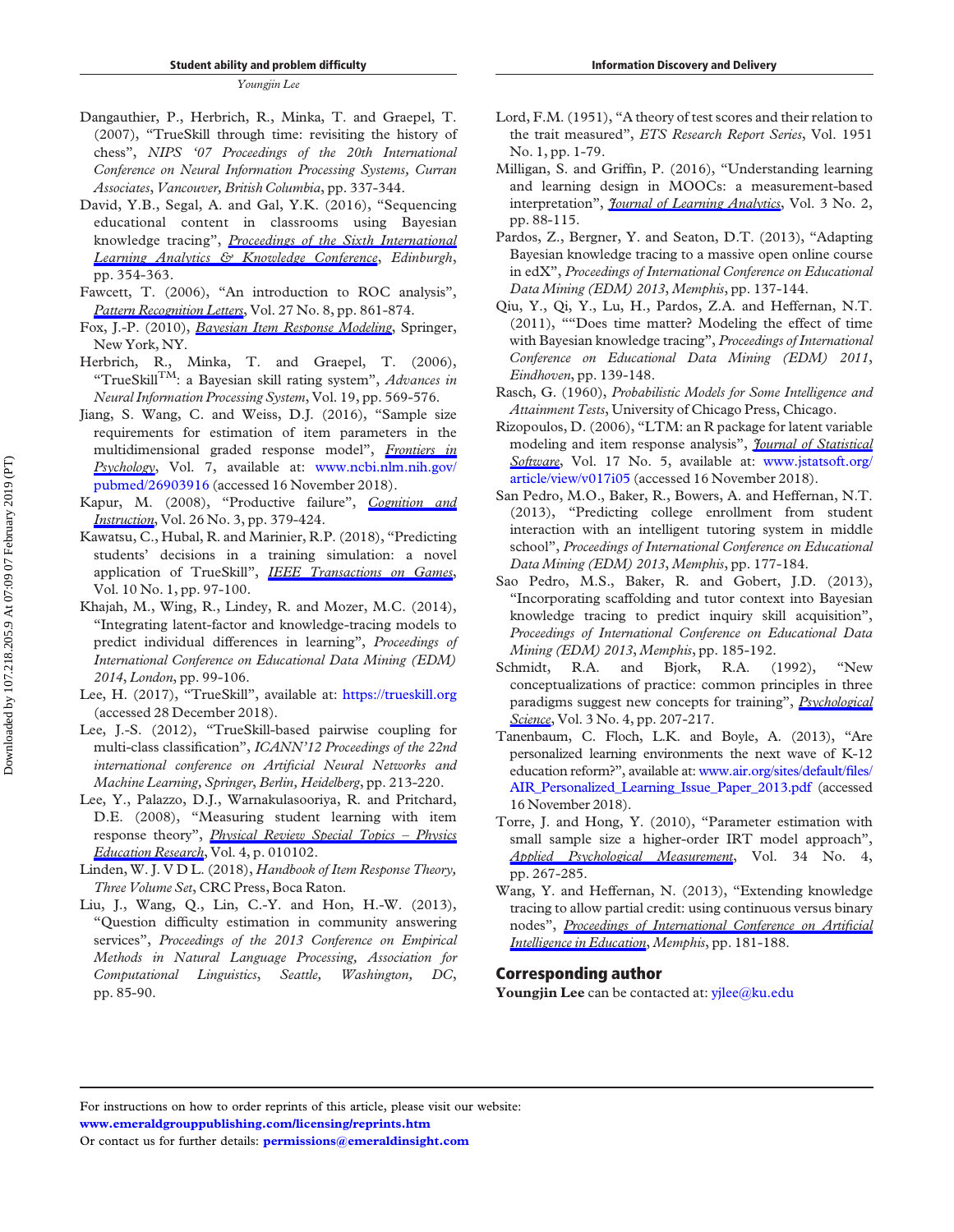Dangauthier, P., Herbrich, R., Minka, T. and Graepel, T. (2007), "TrueSkill through time: revisiting the history of chess", *NIPS '07 Proceedings of the 20th International Conference on Neural Information Processing Systems, Curran Associates, Vancouver, British Columbia*, pp. 337-344.

David, Y.B., Segal, A. and Gal, Y.K. (2016), "Sequencing educational content in classrooms using Bayesian knowledge tracing", *Proceedings of the Sixth International Learning Analytics & Knowledge Conference, Edinburgh*, pp. 354-363.

Fawcett, T. (2006), "An introduction to ROC analysis", *Pattern Recognition Letters*, Vol. 27 No. 8, pp. 861-874.

Fox, J.-P. (2010), *Bayesian Item Response Modeling*, Springer, New York, NY.

Herbrich, R., Minka, T. and Graepel, T. (2006), "TrueSkill™: a Bayesian skill rating system", *Advances in Neural Information Processing System*, Vol. 19, pp. 569-576.

Jiang, S. Wang, C. and Weiss, D.J. (2016), "Sample size requirements for estimation of item parameters in the multidimensional graded response model", *Frontiers in Psychology*, Vol. 7, available at: www.ncbi.nlm.nih.gov/pubmed/26903916 (accessed 16 November 2018).

Kapur, M. (2008), "Productive failure", *Cognition and Instruction*, Vol. 26 No. 3, pp. 379-424.

Kawatsu, C., Hubal, R. and Marinier, R.P. (2018), "Predicting students' decisions in a training simulation: a novel application of TrueSkill", *IEEE Transactions on Games*, Vol. 10 No. 1, pp. 97-100.

Khajah, M., Wing, R., Lindey, R. and Mozer, M.C. (2014), "Integrating latent-factor and knowledge-tracing models to predict individual differences in learning", *Proceedings of International Conference on Educational Data Mining (EDM) 2014, London*, pp. 99-106.

Lee, H. (2017), "TrueSkill", available at: https://trueskill.org (accessed 28 December 2018).

Lee, J.-S. (2012), "TrueSkill-based pairwise coupling for multi-class classification", *ICANN'12 Proceedings of the 22nd international conference on Artificial Neural Networks and Machine Learning, Springer, Berlin, Heidelberg*, pp. 213-220.

Lee, Y., Palazzo, D.J., Warnakulasooriya, R. and Pritchard, D.E. (2008), "Measuring student learning with item response theory", *Physical Review Special Topics – Physics Education Research*, Vol. 4, p. 010102.

Linden, W. J. V D L. (2018), *Handbook of Item Response Theory, Three Volume Set*, CRC Press, Boca Raton.

Liu, J., Wang, Q., Lin, C.-Y. and Hon, H.-W. (2013), "Question difficulty estimation in community answering services", *Proceedings of the 2013 Conference on Empirical Methods in Natural Language Processing, Association for Computational Linguistics, Seattle, Washington, DC*, pp. 85-90.

Lord, F.M. (1951), "A theory of test scores and their relation to the trait measured", *ETS Research Report Series*, Vol. 1951 No. 1, pp. 1-79.

Milligan, S. and Griffin, P. (2016), "Understanding learning and learning design in MOOCs: a measurement-based interpretation", *Journal of Learning Analytics*, Vol. 3 No. 2, pp. 88-115.

Pardos, Z., Bergner, Y. and Seaton, D.T. (2013), "Adapting Bayesian knowledge tracing to a massive open online course in edX", *Proceedings of International Conference on Educational Data Mining (EDM) 2013, Memphis*, pp. 137-144.

Qiu, Y., Qi, Y., Lu, H., Pardos, Z.A. and Heffernan, N.T. (2011), ""Does time matter? Modeling the effect of time with Bayesian knowledge tracing", *Proceedings of International Conference on Educational Data Mining (EDM) 2011, Eindhoven*, pp. 139-148.

Rasch, G. (1960), *Probabilistic Models for Some Intelligence and Attainment Tests*, University of Chicago Press, Chicago.

Rizopoulos, D. (2006), "LTM: an R package for latent variable modeling and item response analysis", *Journal of Statistical Software*, Vol. 17 No. 5, available at: www.jstatsoft.org/article/view/v017i05 (accessed 16 November 2018).

San Pedro, M.O., Baker, R., Bowers, A. and Heffernan, N.T. (2013), "Predicting college enrollment from student interaction with an intelligent tutoring system in middle school", *Proceedings of International Conference on Educational Data Mining (EDM) 2013, Memphis*, pp. 177-184.

Sao Pedro, M.S., Baker, R. and Gobert, J.D. (2013), "Incorporating scaffolding and tutor context into Bayesian knowledge tracing to predict inquiry skill acquisition", *Proceedings of International Conference on Educational Data Mining (EDM) 2013, Memphis*, pp. 185-192.

Schmidt, R.A. and Bjork, R.A. (1992), "New conceptualizations of practice: common principles in three paradigms suggest new concepts for training", *Psychological Science*, Vol. 3 No. 4, pp. 207-217.

Tanenbaum, C. Floch, L.K. and Boyle, A. (2013), "Are personalized learning environments the next wave of K-12 education reform?", available at: www.air.org/sites/default/files/AIR_Personalized_Learning_Issue_Paper_2013.pdf (accessed 16 November 2018).

Torre, J. and Hong, Y. (2010), "Parameter estimation with small sample size a higher-order IRT model approach", *Applied Psychological Measurement*, Vol. 34 No. 4, pp. 267-285.

Wang, Y. and Heffernan, N. (2013), "Extending knowledge tracing to allow partial credit: using continuous versus binary nodes", *Proceedings of International Conference on Artificial Intelligence in Education, Memphis*, pp. 181-188.

## Corresponding author

**Youngjin Lee** can be contacted at: yjlee@ku.edu

For instructions on how to order reprints of this article, please visit our website:
**www.emeraldgrouppublishing.com/licensing/reprints.htm**
Or contact us for further details: **permissions@emeraldinsight.com**